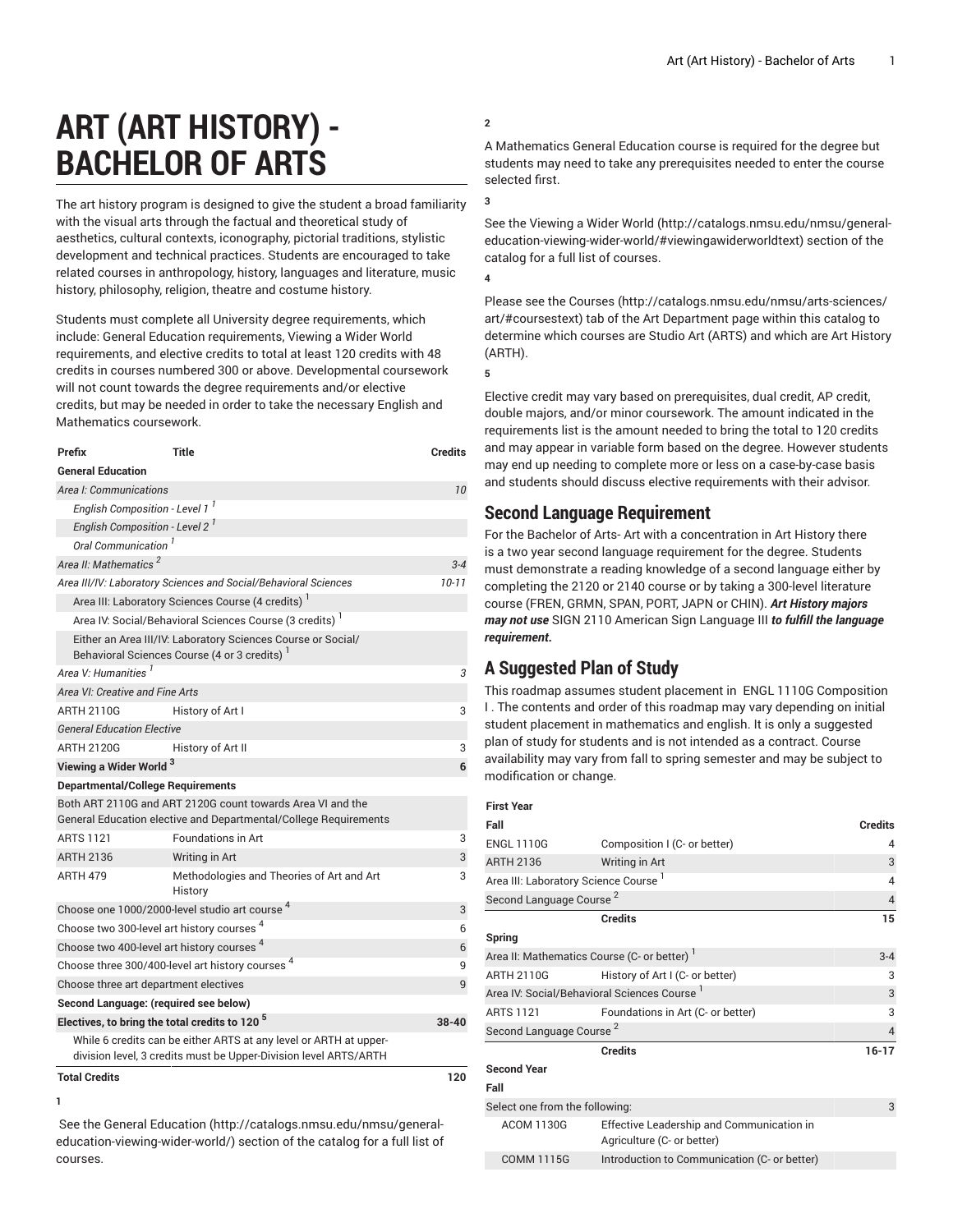# ART (ART HISTORY) - BACHELOR OF ARTS

The art history program is designed to give the student a broad familiarity with the visual arts through the factual and theoretical study of aesthetics, cultural contexts, iconography, pictorial traditions, stylistic development and technical practices. Students are encouraged to take related courses in anthropology, history, languages and literature, music history, philosophy, religion, theatre and costume history.

Students must complete all University degree requirements, which include: General Education requirements, Viewing a Wider World requirements, and elective credits to total at least 120 credits with 48 credits in courses numbered 300 or above. Developmental coursework will not count towards the degree requirements and/or elective credits, but may be needed in order to take the necessary English and Mathematics coursework.

| Prefix | Title | Credits |
|---|---|---|
| **General Education** | | |
| *Area I: Communications* | | *10* |
| *English Composition - Level 1* [1] | | |
| *English Composition - Level 2* [1] | | |
| *Oral Communication* [1] | | |
| *Area II: Mathematics* [2] | | *3-4* |
| *Area III/IV: Laboratory Sciences and Social/Behavioral Sciences* | | *10-11* |
| Area III: Laboratory Sciences Course (4 credits) [1] | | |
| Area IV: Social/Behavioral Sciences Course (3 credits) [1] | | |
| Either an Area III/IV: Laboratory Sciences Course or Social/Behavioral Sciences Course (4 or 3 credits) [1] | | |
| *Area V: Humanities* [1] | | *3* |
| *Area VI: Creative and Fine Arts* | | |
| ARTH 2110G | History of Art I | 3 |
| *General Education Elective* | | |
| ARTH 2120G | History of Art II | 3 |
| **Viewing a Wider World** [3] | | **6** |
| **Departmental/College Requirements** | | |
| Both ART 2110G and ART 2120G count towards Area VI and the General Education elective and Departmental/College Requirements | | |
| ARTS 1121 | Foundations in Art | 3 |
| ARTH 2136 | Writing in Art | 3 |
| ARTH 479 | Methodologies and Theories of Art and Art History | 3 |
| Choose one 1000/2000-level studio art course [4] | | 3 |
| Choose two 300-level art history courses [4] | | 6 |
| Choose two 400-level art history courses [4] | | 6 |
| Choose three 300/400-level art history courses [4] | | 9 |
| Choose three art department electives | | 9 |
| **Second Language: (required see below)** | | |
| **Electives, to bring the total credits to 120** [5] | | **38-40** |
| While 6 credits can be either ARTS at any level or ARTH at upper-division level, 3 credits must be Upper-Division level ARTS/ARTH | | |
| **Total Credits** | | **120** |

**1**

See the General Education (http://catalogs.nmsu.edu/nmsu/general-education-viewing-wider-world/) section of the catalog for a full list of courses.

**2**

A Mathematics General Education course is required for the degree but students may need to take any prerequisites needed to enter the course selected first.

**3**

See the Viewing a Wider World (http://catalogs.nmsu.edu/nmsu/general-education-viewing-wider-world/#viewingawiderworldtext) section of the catalog for a full list of courses.

**4**

Please see the Courses (http://catalogs.nmsu.edu/nmsu/arts-sciences/art/#coursestext) tab of the Art Department page within this catalog to determine which courses are Studio Art (ARTS) and which are Art History (ARTH).

**5**

Elective credit may vary based on prerequisites, dual credit, AP credit, double majors, and/or minor coursework. The amount indicated in the requirements list is the amount needed to bring the total to 120 credits and may appear in variable form based on the degree. However students may end up needing to complete more or less on a case-by-case basis and students should discuss elective requirements with their advisor.

## Second Language Requirement

For the Bachelor of Arts- Art with a concentration in Art History there is a two year second language requirement for the degree. Students must demonstrate a reading knowledge of a second language either by completing the 2120 or 2140 course or by taking a 300-level literature course (FREN, GRMN, SPAN, PORT, JAPN or CHIN). ***Art History majors may not use*** SIGN 2110 American Sign Language III ***to fulfill the language requirement.***

## A Suggested Plan of Study

This roadmap assumes student placement in ENGL 1110G Composition I . The contents and order of this roadmap may vary depending on initial student placement in mathematics and english. It is only a suggested plan of study for students and is not intended as a contract. Course availability may vary from fall to spring semester and may be subject to modification or change.

| First Year | | |
|---|---|---|
| **Fall** | | **Credits** |
| ENGL 1110G | Composition I (C- or better) | 4 |
| ARTH 2136 | Writing in Art | 3 |
| Area III: Laboratory Science Course [1] | | 4 |
| Second Language Course [2] | | 4 |
| | **Credits** | **15** |
| **Spring** | | |
| Area II: Mathematics Course (C- or better) [1] | | 3-4 |
| ARTH 2110G | History of Art I (C- or better) | 3 |
| Area IV: Social/Behavioral Sciences Course [1] | | 3 |
| ARTS 1121 | Foundations in Art (C- or better) | 3 |
| Second Language Course [2] | | 4 |
| | **Credits** | **16-17** |
| **Second Year** | | |
| **Fall** | | |
| Select one from the following: | | 3 |
| ACOM 1130G | Effective Leadership and Communication in Agriculture (C- or better) | |
| COMM 1115G | Introduction to Communication (C- or better) | |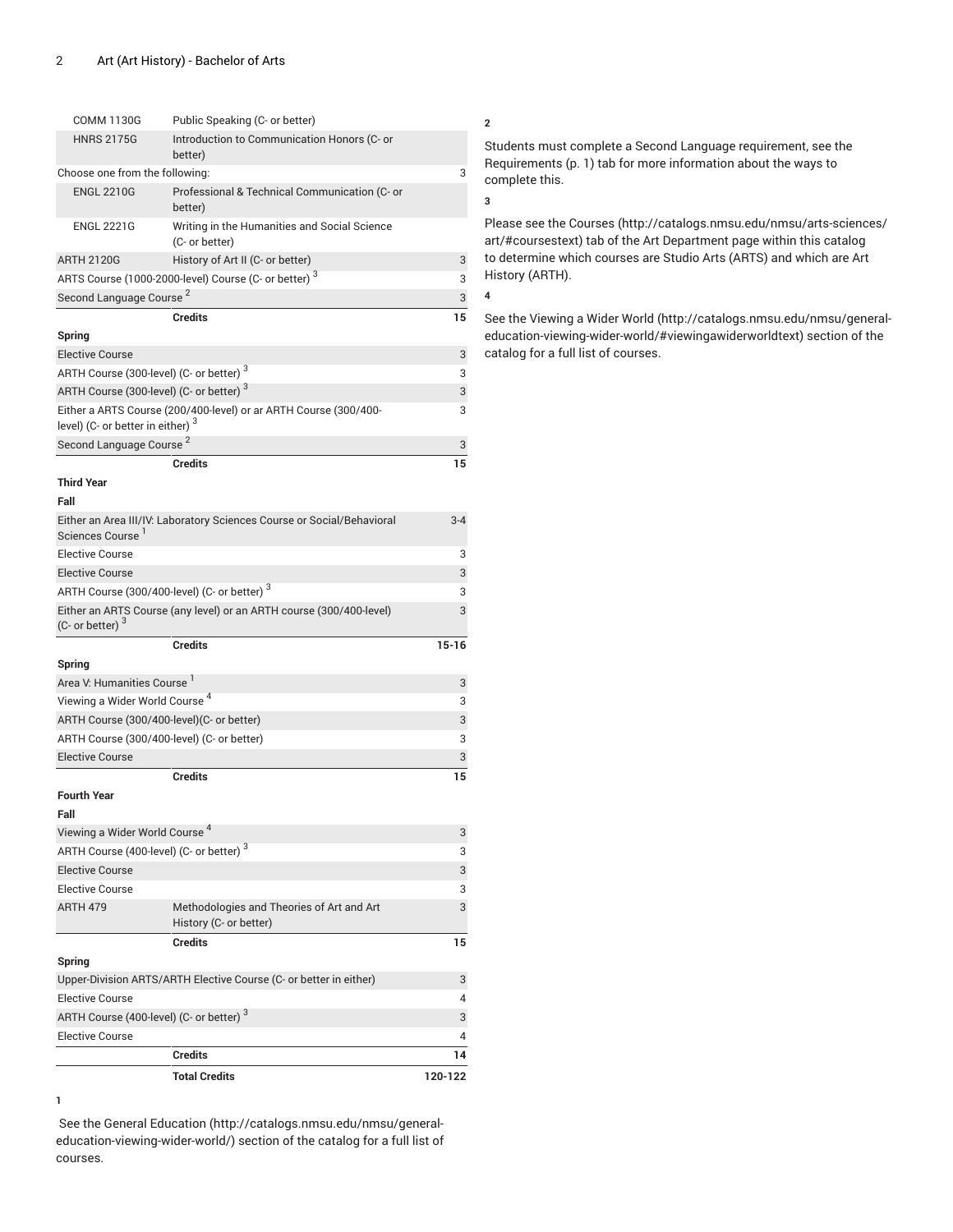| | | |
|---|---|---|
| COMM 1130G | Public Speaking (C- or better) | |
| HNRS 2175G | Introduction to Communication Honors (C- or better) | |
| Choose one from the following: | | 3 |
| ENGL 2210G | Professional & Technical Communication (C- or better) | |
| ENGL 2221G | Writing in the Humanities and Social Science (C- or better) | |
| ARTH 2120G | History of Art II (C- or better) | 3 |
| ARTS Course (1000-2000-level) Course (C- or better) [3] | | 3 |
| Second Language Course [2] | | 3 |
| | **Credits** | **15** |
| **Spring** | | |
| Elective Course | | 3 |
| ARTH Course (300-level) (C- or better) [3] | | 3 |
| ARTH Course (300-level) (C- or better) [3] | | 3 |
| Either a ARTS Course (200/400-level) or ar ARTH Course (300/400-level) (C- or better in either) [3] | | 3 |
| Second Language Course [2] | | 3 |
| | **Credits** | **15** |
| **Third Year** | | |
| **Fall** | | |
| Either an Area III/IV: Laboratory Sciences Course or Social/Behavioral Sciences Course [1] | | 3-4 |
| Elective Course | | 3 |
| Elective Course | | 3 |
| ARTH Course (300/400-level) (C- or better) [3] | | 3 |
| Either an ARTS Course (any level) or an ARTH course (300/400-level) (C- or better) [3] | | 3 |
| | **Credits** | **15-16** |
| **Spring** | | |
| Area V: Humanities Course [1] | | 3 |
| Viewing a Wider World Course [4] | | 3 |
| ARTH Course (300/400-level)(C- or better) | | 3 |
| ARTH Course (300/400-level) (C- or better) | | 3 |
| Elective Course | | 3 |
| | **Credits** | **15** |
| **Fourth Year** | | |
| **Fall** | | |
| Viewing a Wider World Course [4] | | 3 |
| ARTH Course (400-level) (C- or better) [3] | | 3 |
| Elective Course | | 3 |
| Elective Course | | 3 |
| ARTH 479 | Methodologies and Theories of Art and Art History (C- or better) | 3 |
| | **Credits** | **15** |
| **Spring** | | |
| Upper-Division ARTS/ARTH Elective Course (C- or better in either) | | 3 |
| Elective Course | | 4 |
| ARTH Course (400-level) (C- or better) [3] | | 3 |
| Elective Course | | 4 |
| | **Credits** | **14** |
| | **Total Credits** | **120-122** |

**1**

See the General Education (http://catalogs.nmsu.edu/nmsu/general-education-viewing-wider-world/) section of the catalog for a full list of courses.

**2**

Students must complete a Second Language requirement, see the Requirements (p. 1) tab for more information about the ways to complete this.

**3**

Please see the Courses (http://catalogs.nmsu.edu/nmsu/arts-sciences/art/#coursestext) tab of the Art Department page within this catalog to determine which courses are Studio Arts (ARTS) and which are Art History (ARTH).

**4**

See the Viewing a Wider World (http://catalogs.nmsu.edu/nmsu/general-education-viewing-wider-world/#viewingawiderworldtext) section of the catalog for a full list of courses.